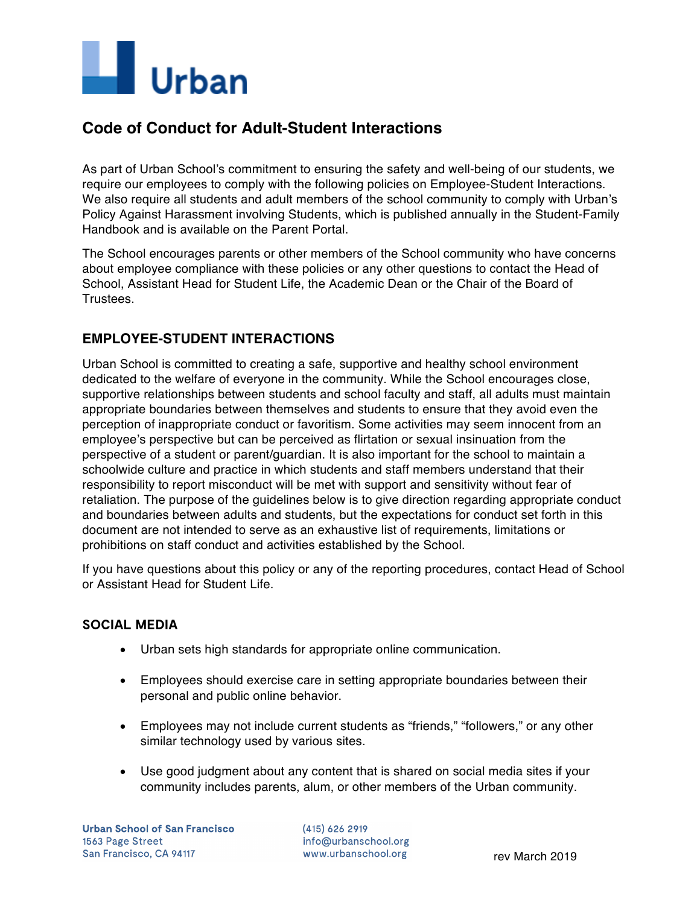Urban

# Code of Conduct for Adult-Student Interactions

As part of Urban School's commitment to ensuring the safety and well-being of our students, we require our employees to comply with the following policies on Employee-Student Interactions. We also require all students and adult members of the school community to comply with Urban's Policy Against Harassment involving Students, which is published annually in the Student-Family Handbook and is available on the Parent Portal.

The School encourages parents or other members of the School community who have concerns about employee compliance with these policies or any other questions to contact the Head of School, Assistant Head for Student Life, the Academic Dean or the Chair of the Board of Trustees.

## EMPLOYEE-STUDENT INTERACTIONS

Urban School is committed to creating a safe, supportive and healthy school environment dedicated to the welfare of everyone in the community. While the School encourages close, supportive relationships between students and school faculty and staff, all adults must maintain appropriate boundaries between themselves and students to ensure that they avoid even the perception of inappropriate conduct or favoritism. Some activities may seem innocent from an employee's perspective but can be perceived as flirtation or sexual insinuation from the perspective of a student or parent/guardian. It is also important for the school to maintain a schoolwide culture and practice in which students and staff members understand that their responsibility to report misconduct will be met with support and sensitivity without fear of retaliation. The purpose of the guidelines below is to give direction regarding appropriate conduct and boundaries between adults and students, but the expectations for conduct set forth in this document are not intended to serve as an exhaustive list of requirements, limitations or prohibitions on staff conduct and activities established by the School.

If you have questions about this policy or any of the reporting procedures, contact Head of School or Assistant Head for Student Life.

### SOCIAL MEDIA

- Urban sets high standards for appropriate online communication.
- Employees should exercise care in setting appropriate boundaries between their personal and public online behavior.
- Employees may not include current students as "friends," "followers," or any other similar technology used by various sites.
- Use good judgment about any content that is shared on social media sites if your community includes parents, alum, or other members of the Urban community.

Urban School of San Francisco
1563 Page Street
San Francisco, CA 94117

(415) 626 2919
info@urbanschool.org
www.urbanschool.org

rev March 2019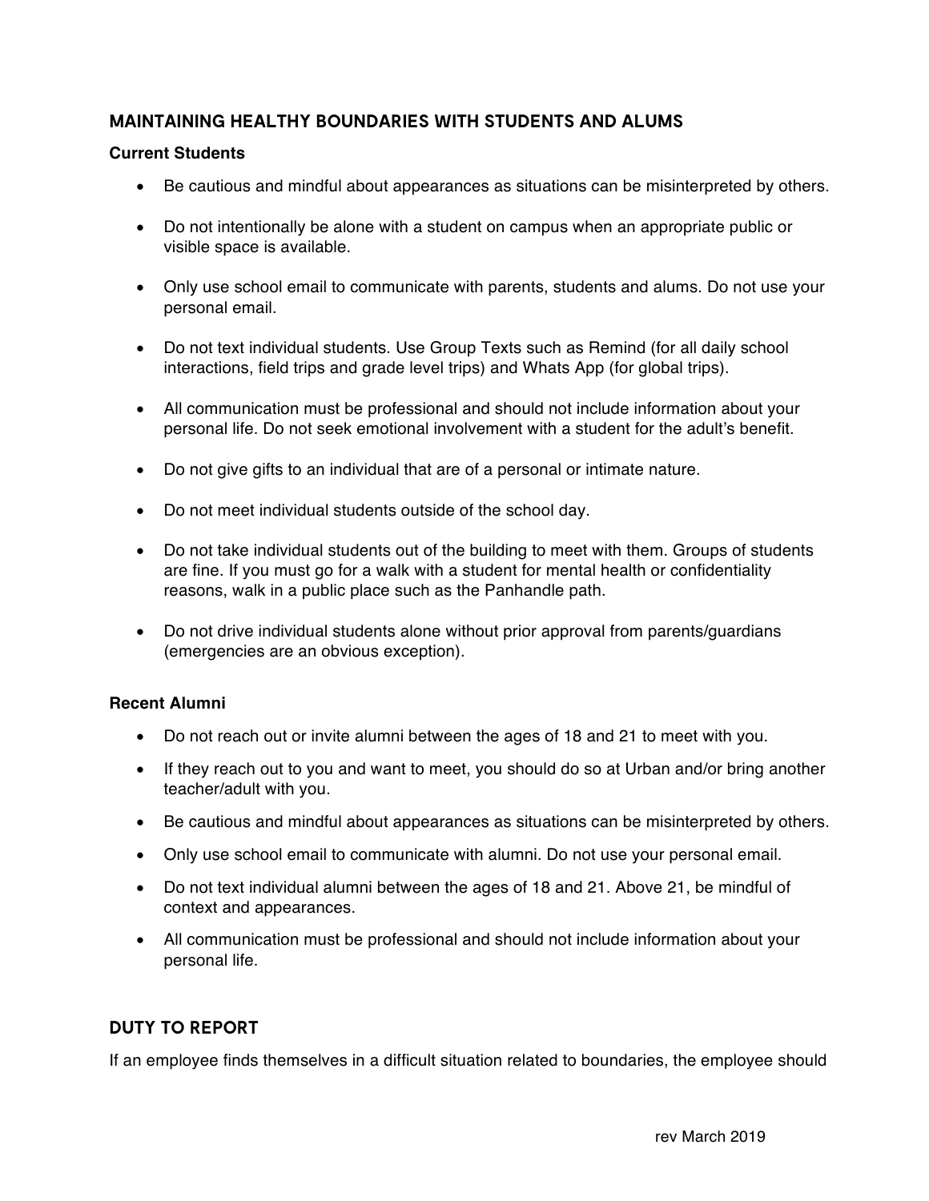## MAINTAINING HEALTHY BOUNDARIES WITH STUDENTS AND ALUMS

**Current Students**

- Be cautious and mindful about appearances as situations can be misinterpreted by others.
- Do not intentionally be alone with a student on campus when an appropriate public or visible space is available.
- Only use school email to communicate with parents, students and alums. Do not use your personal email.
- Do not text individual students. Use Group Texts such as Remind (for all daily school interactions, field trips and grade level trips) and Whats App (for global trips).
- All communication must be professional and should not include information about your personal life. Do not seek emotional involvement with a student for the adult's benefit.
- Do not give gifts to an individual that are of a personal or intimate nature.
- Do not meet individual students outside of the school day.
- Do not take individual students out of the building to meet with them. Groups of students are fine. If you must go for a walk with a student for mental health or confidentiality reasons, walk in a public place such as the Panhandle path.
- Do not drive individual students alone without prior approval from parents/guardians (emergencies are an obvious exception).

**Recent Alumni**

- Do not reach out or invite alumni between the ages of 18 and 21 to meet with you.
- If they reach out to you and want to meet, you should do so at Urban and/or bring another teacher/adult with you.
- Be cautious and mindful about appearances as situations can be misinterpreted by others.
- Only use school email to communicate with alumni. Do not use your personal email.
- Do not text individual alumni between the ages of 18 and 21. Above 21, be mindful of context and appearances.
- All communication must be professional and should not include information about your personal life.

## DUTY TO REPORT

If an employee finds themselves in a difficult situation related to boundaries, the employee should

rev March 2019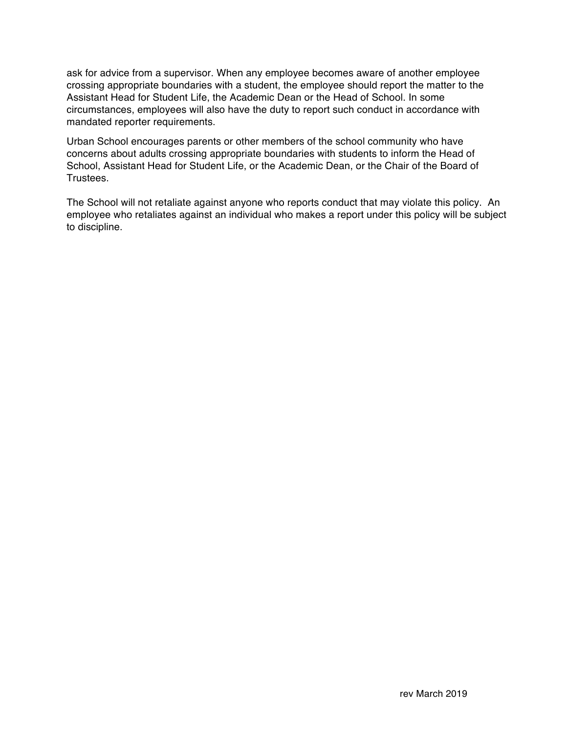ask for advice from a supervisor. When any employee becomes aware of another employee crossing appropriate boundaries with a student, the employee should report the matter to the Assistant Head for Student Life, the Academic Dean or the Head of School. In some circumstances, employees will also have the duty to report such conduct in accordance with mandated reporter requirements.

Urban School encourages parents or other members of the school community who have concerns about adults crossing appropriate boundaries with students to inform the Head of School, Assistant Head for Student Life, or the Academic Dean, or the Chair of the Board of Trustees.

The School will not retaliate against anyone who reports conduct that may violate this policy. An employee who retaliates against an individual who makes a report under this policy will be subject to discipline.

rev March 2019